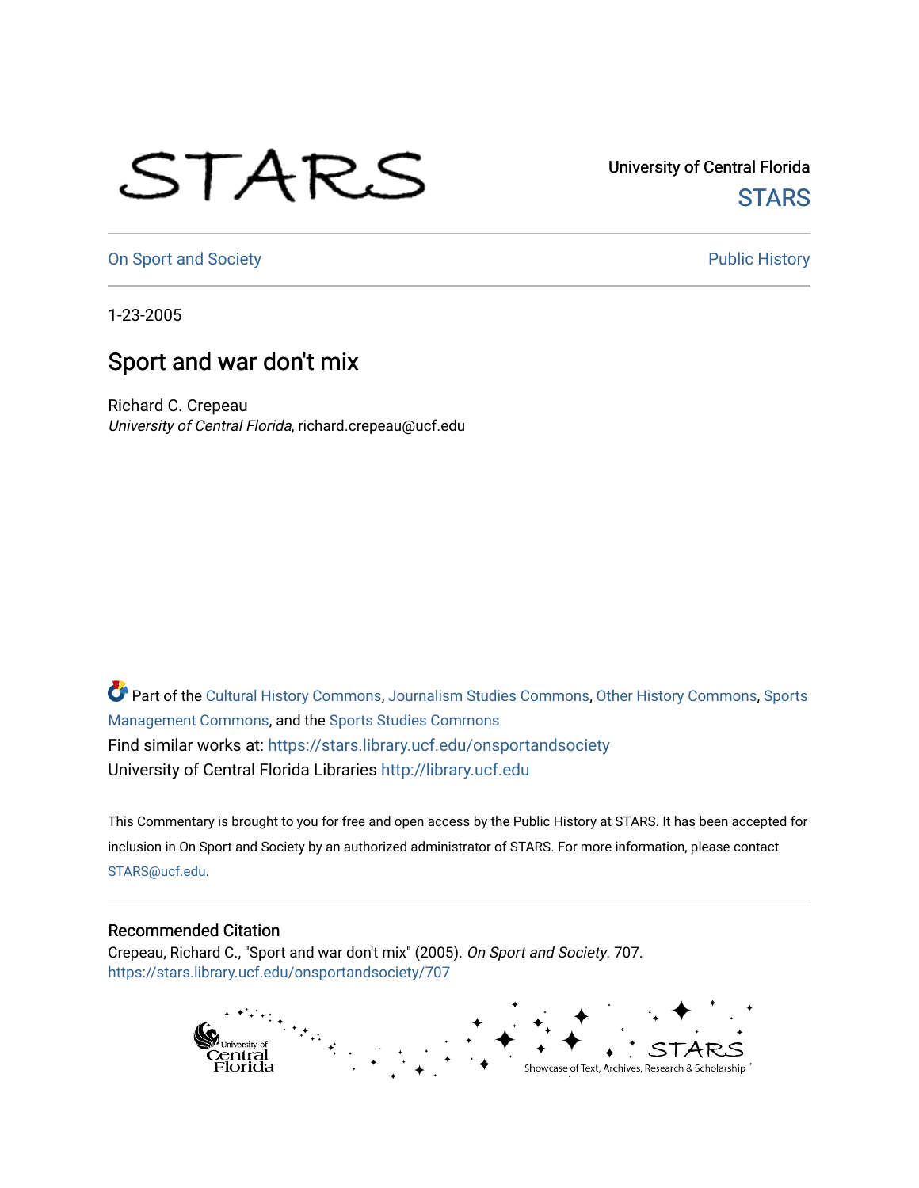University of Central Florida

STARS

On Sport and Society

Public History

1-23-2005

# Sport and war don't mix

Richard C. Crepeau
*University of Central Florida*, richard.crepeau@ucf.edu

Part of the Cultural History Commons, Journalism Studies Commons, Other History Commons, Sports Management Commons, and the Sports Studies Commons

Find similar works at: https://stars.library.ucf.edu/onsportandsociety

University of Central Florida Libraries http://library.ucf.edu

This Commentary is brought to you for free and open access by the Public History at STARS. It has been accepted for inclusion in On Sport and Society by an authorized administrator of STARS. For more information, please contact STARS@ucf.edu.

## Recommended Citation

Crepeau, Richard C., "Sport and war don't mix" (2005). *On Sport and Society*. 707.
https://stars.library.ucf.edu/onsportandsociety/707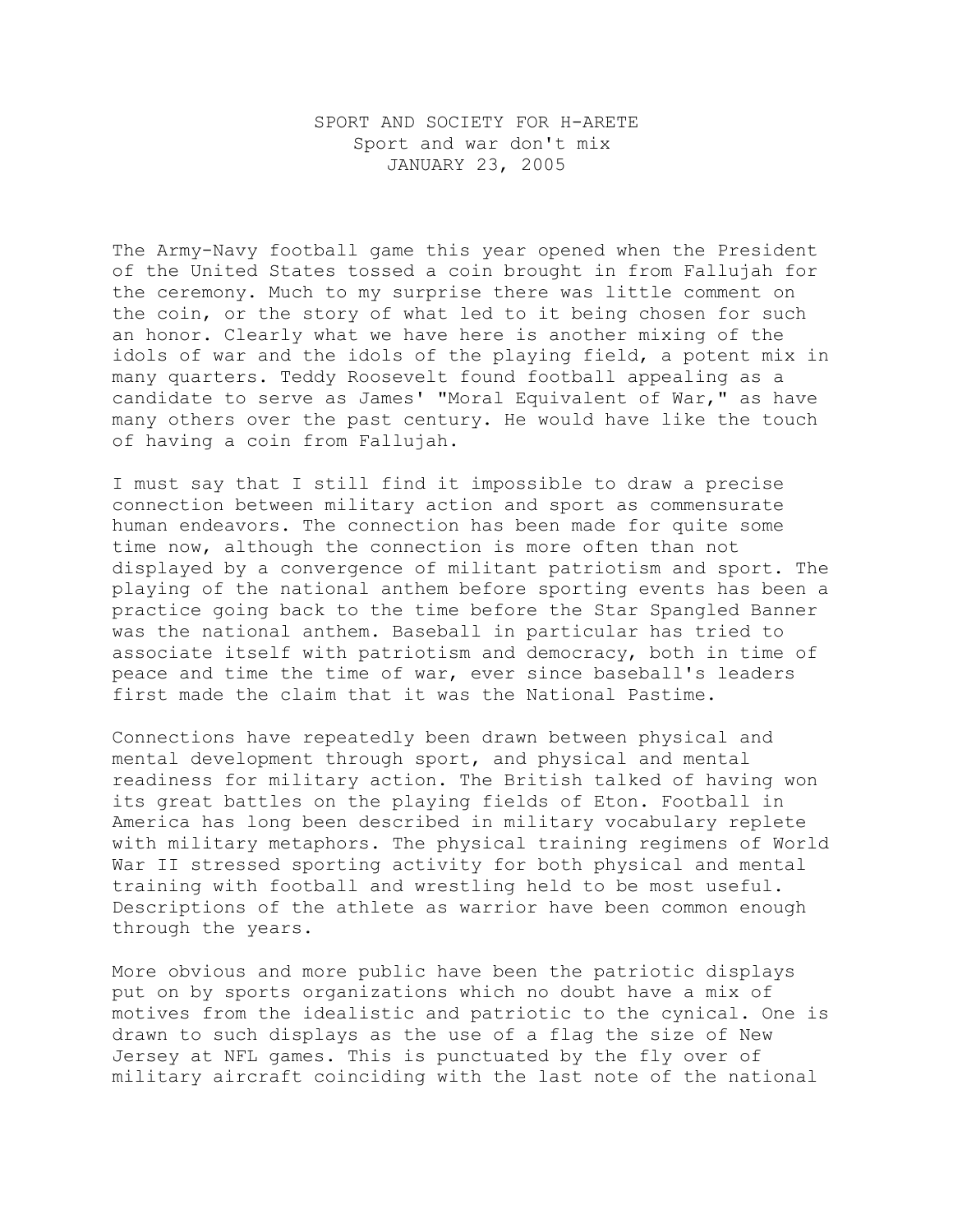SPORT AND SOCIETY FOR H-ARETE
Sport and war don't mix
JANUARY 23, 2005

The Army-Navy football game this year opened when the President of the United States tossed a coin brought in from Fallujah for the ceremony. Much to my surprise there was little comment on the coin, or the story of what led to it being chosen for such an honor. Clearly what we have here is another mixing of the idols of war and the idols of the playing field, a potent mix in many quarters. Teddy Roosevelt found football appealing as a candidate to serve as James' "Moral Equivalent of War," as have many others over the past century. He would have like the touch of having a coin from Fallujah.

I must say that I still find it impossible to draw a precise connection between military action and sport as commensurate human endeavors. The connection has been made for quite some time now, although the connection is more often than not displayed by a convergence of militant patriotism and sport. The playing of the national anthem before sporting events has been a practice going back to the time before the Star Spangled Banner was the national anthem. Baseball in particular has tried to associate itself with patriotism and democracy, both in time of peace and time the time of war, ever since baseball's leaders first made the claim that it was the National Pastime.

Connections have repeatedly been drawn between physical and mental development through sport, and physical and mental readiness for military action. The British talked of having won its great battles on the playing fields of Eton. Football in America has long been described in military vocabulary replete with military metaphors. The physical training regimens of World War II stressed sporting activity for both physical and mental training with football and wrestling held to be most useful. Descriptions of the athlete as warrior have been common enough through the years.

More obvious and more public have been the patriotic displays put on by sports organizations which no doubt have a mix of motives from the idealistic and patriotic to the cynical. One is drawn to such displays as the use of a flag the size of New Jersey at NFL games. This is punctuated by the fly over of military aircraft coinciding with the last note of the national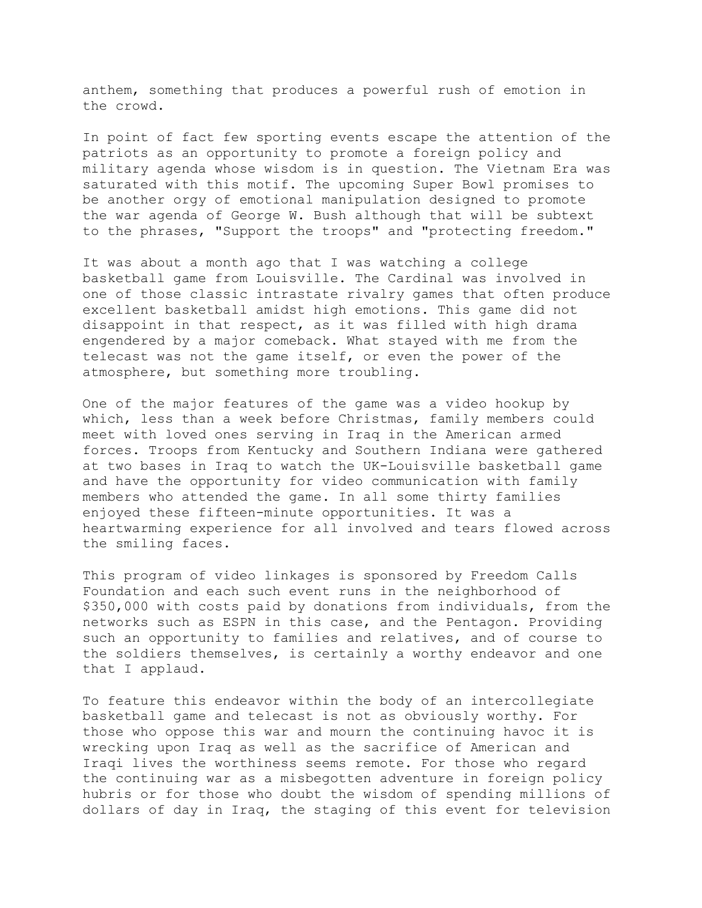anthem, something that produces a powerful rush of emotion in the crowd.

In point of fact few sporting events escape the attention of the patriots as an opportunity to promote a foreign policy and military agenda whose wisdom is in question. The Vietnam Era was saturated with this motif. The upcoming Super Bowl promises to be another orgy of emotional manipulation designed to promote the war agenda of George W. Bush although that will be subtext to the phrases, "Support the troops" and "protecting freedom."

It was about a month ago that I was watching a college basketball game from Louisville. The Cardinal was involved in one of those classic intrastate rivalry games that often produce excellent basketball amidst high emotions. This game did not disappoint in that respect, as it was filled with high drama engendered by a major comeback. What stayed with me from the telecast was not the game itself, or even the power of the atmosphere, but something more troubling.

One of the major features of the game was a video hookup by which, less than a week before Christmas, family members could meet with loved ones serving in Iraq in the American armed forces. Troops from Kentucky and Southern Indiana were gathered at two bases in Iraq to watch the UK-Louisville basketball game and have the opportunity for video communication with family members who attended the game. In all some thirty families enjoyed these fifteen-minute opportunities. It was a heartwarming experience for all involved and tears flowed across the smiling faces.

This program of video linkages is sponsored by Freedom Calls Foundation and each such event runs in the neighborhood of $350,000 with costs paid by donations from individuals, from the networks such as ESPN in this case, and the Pentagon. Providing such an opportunity to families and relatives, and of course to the soldiers themselves, is certainly a worthy endeavor and one that I applaud.

To feature this endeavor within the body of an intercollegiate basketball game and telecast is not as obviously worthy. For those who oppose this war and mourn the continuing havoc it is wrecking upon Iraq as well as the sacrifice of American and Iraqi lives the worthiness seems remote. For those who regard the continuing war as a misbegotten adventure in foreign policy hubris or for those who doubt the wisdom of spending millions of dollars of day in Iraq, the staging of this event for television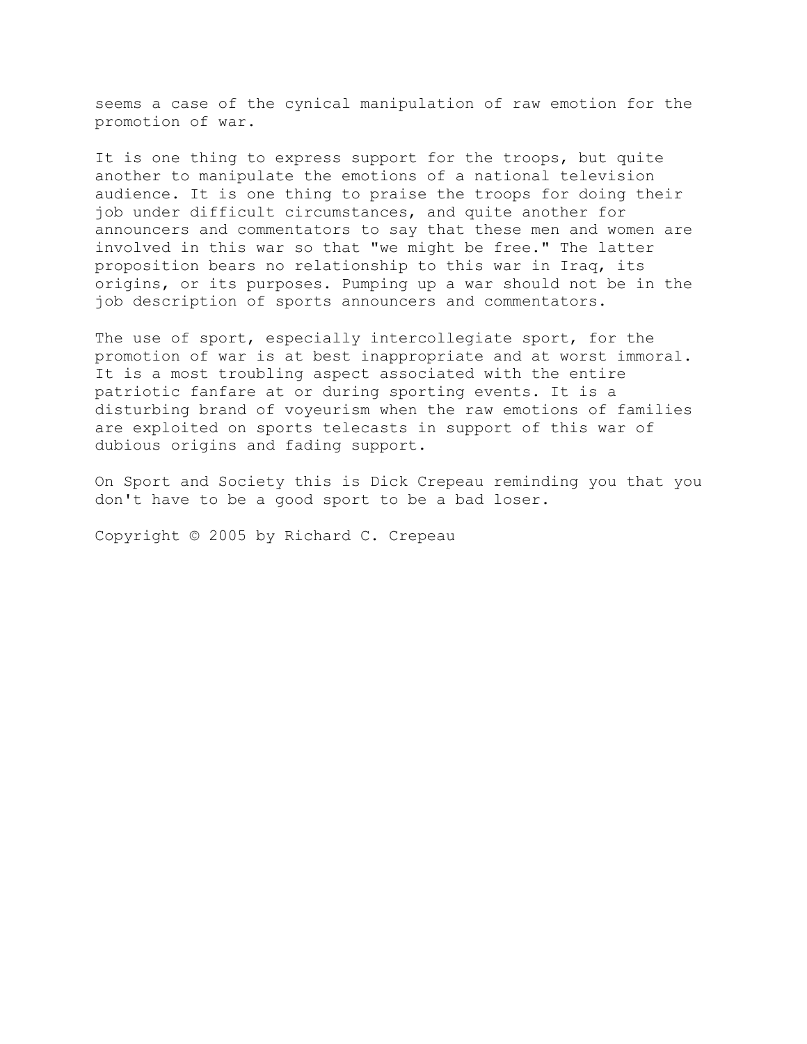seems a case of the cynical manipulation of raw emotion for the promotion of war.

It is one thing to express support for the troops, but quite another to manipulate the emotions of a national television audience. It is one thing to praise the troops for doing their job under difficult circumstances, and quite another for announcers and commentators to say that these men and women are involved in this war so that "we might be free." The latter proposition bears no relationship to this war in Iraq, its origins, or its purposes. Pumping up a war should not be in the job description of sports announcers and commentators.

The use of sport, especially intercollegiate sport, for the promotion of war is at best inappropriate and at worst immoral. It is a most troubling aspect associated with the entire patriotic fanfare at or during sporting events. It is a disturbing brand of voyeurism when the raw emotions of families are exploited on sports telecasts in support of this war of dubious origins and fading support.

On Sport and Society this is Dick Crepeau reminding you that you don't have to be a good sport to be a bad loser.

Copyright © 2005 by Richard C. Crepeau